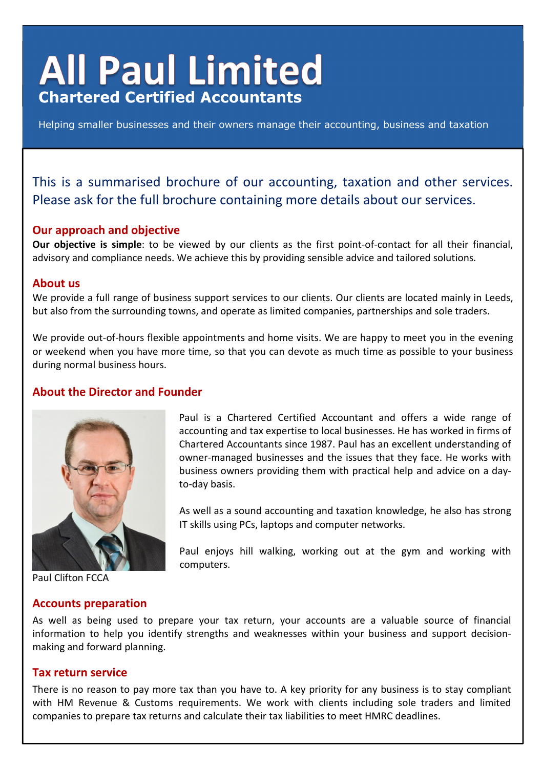# All Paul Limited

## Chartered Certified Accountants

Helping smaller businesses and their owners manage their accounting, business and taxation

This is a summarised brochure of our accounting, taxation and other services. Please ask for the full brochure containing more details about our services.

### Our approach and objective

**Our objective is simple**: to be viewed by our clients as the first point-of-contact for all their financial, advisory and compliance needs. We achieve this by providing sensible advice and tailored solutions.

### About us

We provide a full range of business support services to our clients. Our clients are located mainly in Leeds, but also from the surrounding towns, and operate as limited companies, partnerships and sole traders.

We provide out-of-hours flexible appointments and home visits. We are happy to meet you in the evening or weekend when you have more time, so that you can devote as much time as possible to your business during normal business hours.

### About the Director and Founder

Paul Clifton FCCA

Paul is a Chartered Certified Accountant and offers a wide range of accounting and tax expertise to local businesses. He has worked in firms of Chartered Accountants since 1987. Paul has an excellent understanding of owner-managed businesses and the issues that they face. He works with business owners providing them with practical help and advice on a day-to-day basis.

As well as a sound accounting and taxation knowledge, he also has strong IT skills using PCs, laptops and computer networks.

Paul enjoys hill walking, working out at the gym and working with computers.

### Accounts preparation

As well as being used to prepare your tax return, your accounts are a valuable source of financial information to help you identify strengths and weaknesses within your business and support decision-making and forward planning.

### Tax return service

There is no reason to pay more tax than you have to. A key priority for any business is to stay compliant with HM Revenue & Customs requirements. We work with clients including sole traders and limited companies to prepare tax returns and calculate their tax liabilities to meet HMRC deadlines.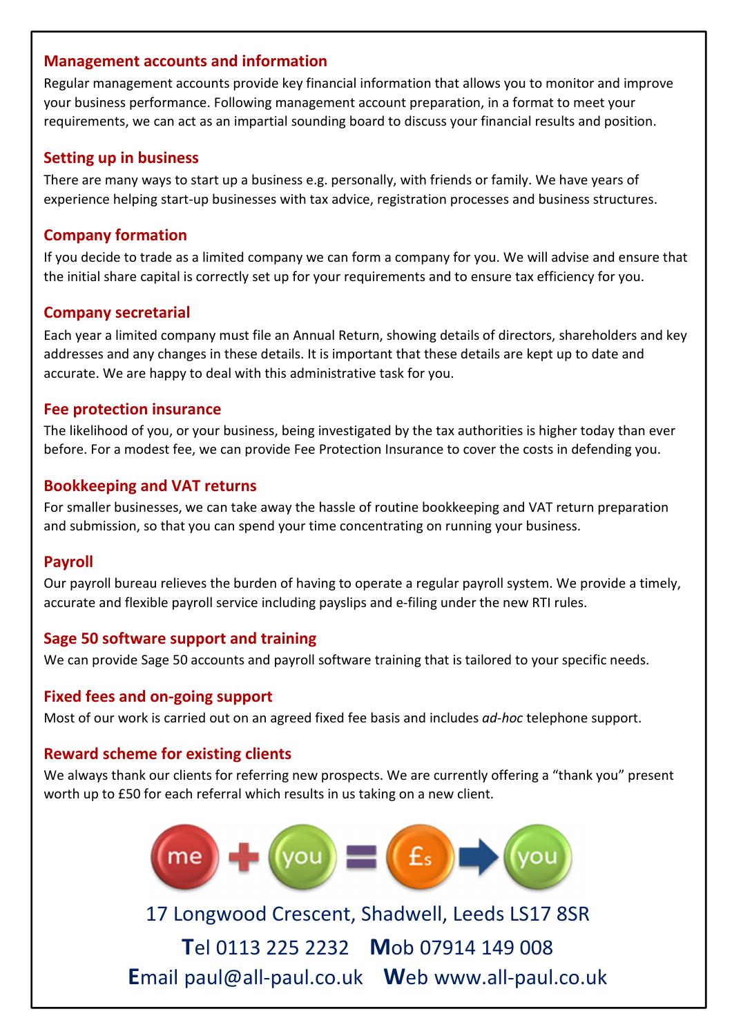## Management accounts and information

Regular management accounts provide key financial information that allows you to monitor and improve your business performance. Following management account preparation, in a format to meet your requirements, we can act as an impartial sounding board to discuss your financial results and position.

## Setting up in business

There are many ways to start up a business e.g. personally, with friends or family. We have years of experience helping start-up businesses with tax advice, registration processes and business structures.

## Company formation

If you decide to trade as a limited company we can form a company for you. We will advise and ensure that the initial share capital is correctly set up for your requirements and to ensure tax efficiency for you.

## Company secretarial

Each year a limited company must file an Annual Return, showing details of directors, shareholders and key addresses and any changes in these details. It is important that these details are kept up to date and accurate. We are happy to deal with this administrative task for you.

## Fee protection insurance

The likelihood of you, or your business, being investigated by the tax authorities is higher today than ever before. For a modest fee, we can provide Fee Protection Insurance to cover the costs in defending you.

## Bookkeeping and VAT returns

For smaller businesses, we can take away the hassle of routine bookkeeping and VAT return preparation and submission, so that you can spend your time concentrating on running your business.

## Payroll

Our payroll bureau relieves the burden of having to operate a regular payroll system. We provide a timely, accurate and flexible payroll service including payslips and e-filing under the new RTI rules.

## Sage 50 software support and training

We can provide Sage 50 accounts and payroll software training that is tailored to your specific needs.

## Fixed fees and on-going support

Most of our work is carried out on an agreed fixed fee basis and includes *ad-hoc* telephone support.

## Reward scheme for existing clients

We always thank our clients for referring new prospects. We are currently offering a "thank you" present worth up to £50 for each referral which results in us taking on a new client.

me + you = £s → you

17 Longwood Crescent, Shadwell, Leeds LS17 8SR

**T**el 0113 225 2232 **M**ob 07914 149 008

**E**mail paul@all-paul.co.uk **W**eb www.all-paul.co.uk